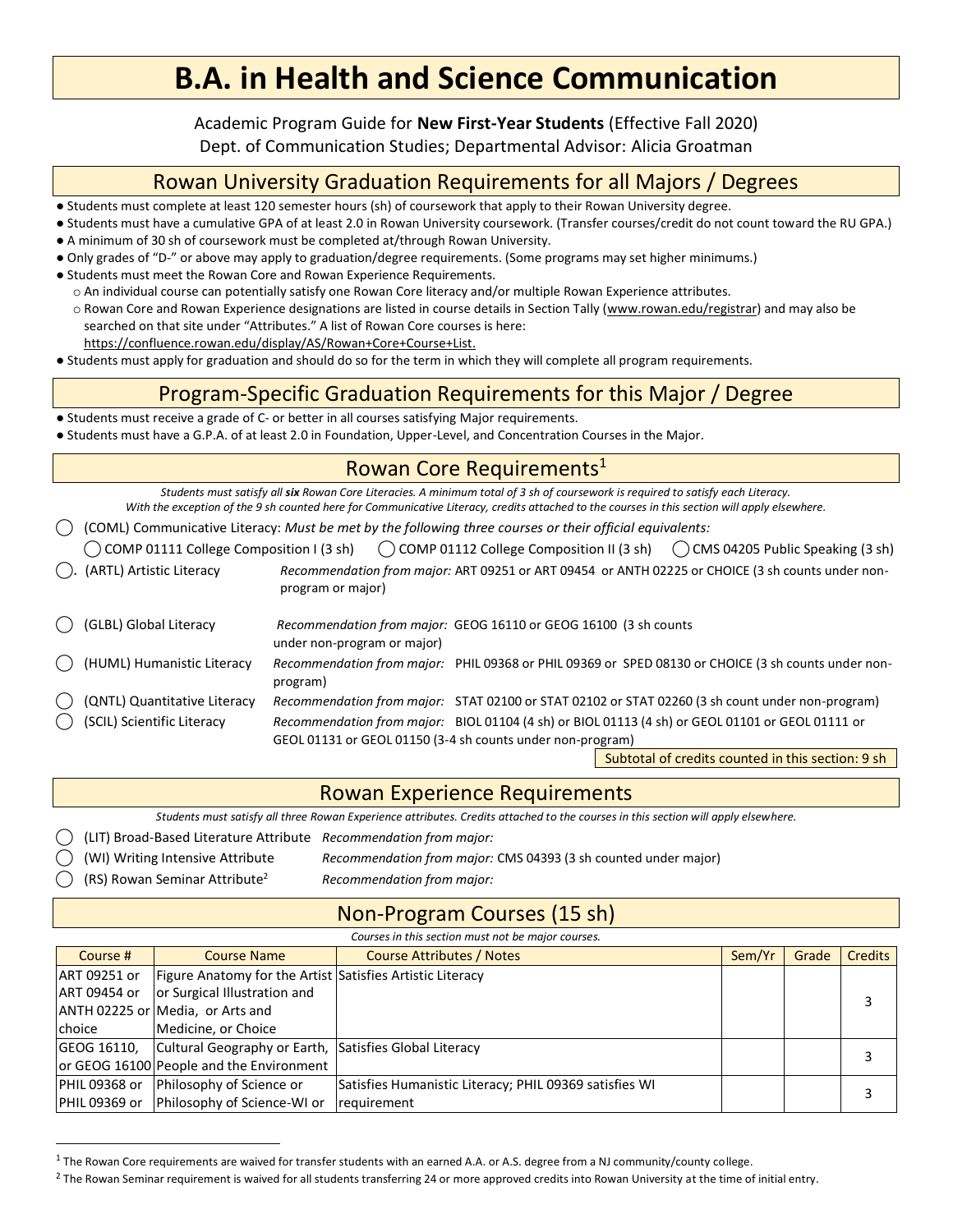# B.A. in Health and Science Communication

Academic Program Guide for **New First-Year Students** (Effective Fall 2020)
Dept. of Communication Studies; Departmental Advisor: Alicia Groatman

## Rowan University Graduation Requirements for all Majors / Degrees

- Students must complete at least 120 semester hours (sh) of coursework that apply to their Rowan University degree.
- Students must have a cumulative GPA of at least 2.0 in Rowan University coursework. (Transfer courses/credit do not count toward the RU GPA.)
- A minimum of 30 sh of coursework must be completed at/through Rowan University.
- Only grades of "D-" or above may apply to graduation/degree requirements. (Some programs may set higher minimums.)
- Students must meet the Rowan Core and Rowan Experience Requirements.
  - An individual course can potentially satisfy one Rowan Core literacy and/or multiple Rowan Experience attributes.
  - Rowan Core and Rowan Experience designations are listed in course details in Section Tally (www.rowan.edu/registrar) and may also be searched on that site under "Attributes." A list of Rowan Core courses is here: https://confluence.rowan.edu/display/AS/Rowan+Core+Course+List.
- Students must apply for graduation and should do so for the term in which they will complete all program requirements.

## Program-Specific Graduation Requirements for this Major / Degree

- Students must receive a grade of C- or better in all courses satisfying Major requirements.
- Students must have a G.P.A. of at least 2.0 in Foundation, Upper-Level, and Concentration Courses in the Major.

## Rowan Core Requirements[1]

*Students must satisfy all **six** Rowan Core Literacies. A minimum total of 3 sh of coursework is required to satisfy each Literacy. With the exception of the 9 sh counted here for Communicative Literacy, credits attached to the courses in this section will apply elsewhere.*

◯ (COML) Communicative Literacy: *Must be met by the following three courses or their official equivalents:*
◯ COMP 01111 College Composition I (3 sh) ◯ COMP 01112 College Composition II (3 sh) ◯ CMS 04205 Public Speaking (3 sh)

◯ (ARTL) Artistic Literacy — *Recommendation from major:* ART 09251 or ART 09454 or ANTH 02225 or CHOICE (3 sh counts under non-program or major)

◯ (GLBL) Global Literacy — *Recommendation from major:* GEOG 16110 or GEOG 16100 (3 sh counts under non-program or major)

◯ (HUML) Humanistic Literacy — *Recommendation from major:* PHIL 09368 or PHIL 09369 or SPED 08130 or CHOICE (3 sh counts under non-program)

◯ (QNTL) Quantitative Literacy — *Recommendation from major:* STAT 02100 or STAT 02102 or STAT 02260 (3 sh count under non-program)

◯ (SCIL) Scientific Literacy — *Recommendation from major:* BIOL 01104 (4 sh) or BIOL 01113 (4 sh) or GEOL 01101 or GEOL 01111 or GEOL 01131 or GEOL 01150 (3-4 sh counts under non-program)

Subtotal of credits counted in this section: 9 sh

## Rowan Experience Requirements

*Students must satisfy all three Rowan Experience attributes. Credits attached to the courses in this section will apply elsewhere.*

◯ (LIT) Broad-Based Literature Attribute — *Recommendation from major:*

◯ (WI) Writing Intensive Attribute — *Recommendation from major:* CMS 04393 (3 sh counted under major)

◯ (RS) Rowan Seminar Attribute[2] — *Recommendation from major:*

## Non-Program Courses (15 sh)

*Courses in this section must not be major courses.*

| Course # | Course Name | Course Attributes / Notes | Sem/Yr | Grade | Credits |
|---|---|---|---|---|---|
| ART 09251 or ART 09454 or ANTH 02225 or choice | Figure Anatomy for the Artist or Surgical Illustration and Media, or Arts and Medicine, or Choice | Satisfies Artistic Literacy | | | 3 |
| GEOG 16110, or GEOG 16100 | Cultural Geography or Earth, People and the Environment | Satisfies Global Literacy | | | 3 |
| PHIL 09368 or PHIL 09369 or | Philosophy of Science or Philosophy of Science-WI or | Satisfies Humanistic Literacy; PHIL 09369 satisfies WI requirement | | | 3 |

[1] The Rowan Core requirements are waived for transfer students with an earned A.A. or A.S. degree from a NJ community/county college.

[2] The Rowan Seminar requirement is waived for all students transferring 24 or more approved credits into Rowan University at the time of initial entry.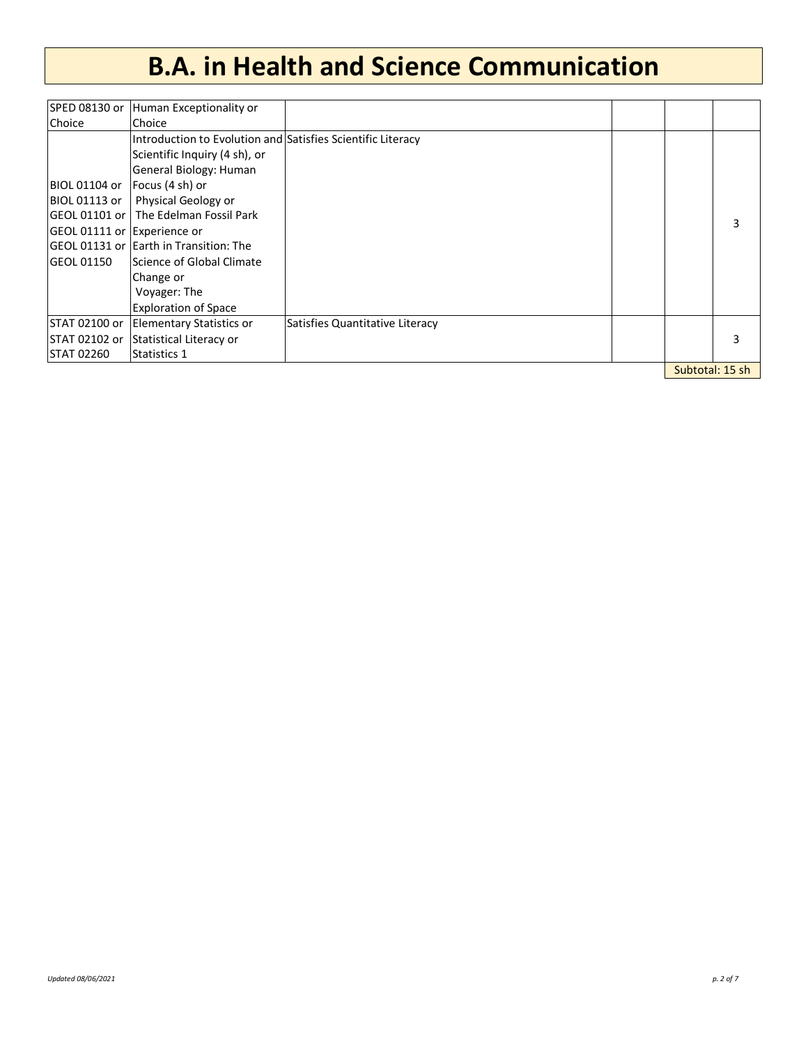# B.A. in Health and Science Communication

| | | | | | |
|---|---|---|---|---|---|
| SPED 08130 or Choice | Human Exceptionality or Choice | | | | |
| BIOL 01104 or BIOL 01113 or GEOL 01101 or GEOL 01111 or GEOL 01131 or GEOL 01150 | Introduction to Evolution and Scientific Inquiry (4 sh), or General Biology: Human Focus (4 sh) or Physical Geology or The Edelman Fossil Park Experience or Earth in Transition: The Science of Global Climate Change or Voyager: The Exploration of Space | Satisfies Scientific Literacy | | | 3 |
| STAT 02100 or STAT 02102 or STAT 02260 | Elementary Statistics or Statistical Literacy or Statistics 1 | Satisfies Quantitative Literacy | | | 3 |
| | | | | Subtotal: 15 sh | |

*Updated 08/06/2021*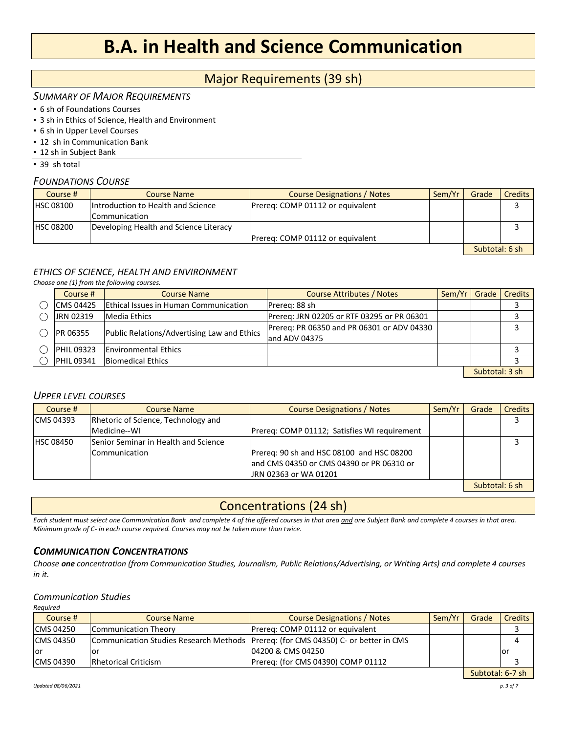# B.A. in Health and Science Communication

## Major Requirements (39 sh)

### *SUMMARY OF MAJOR REQUIREMENTS*

- 6 sh of Foundations Courses
- 3 sh in Ethics of Science, Health and Environment
- 6 sh in Upper Level Courses
- 12 sh in Communication Bank
- 12 sh in Subject Bank
- 39 sh total

### *FOUNDATIONS COURSE*

| Course # | Course Name | Course Designations / Notes | Sem/Yr | Grade | Credits |
|---|---|---|---|---|---|
| HSC 08100 | Introduction to Health and Science Communication | Prereq: COMP 01112 or equivalent | | | 3 |
| HSC 08200 | Developing Health and Science Literacy | Prereq: COMP 01112 or equivalent | | | 3 |
| | | | | Subtotal: 6 sh | |

### *ETHICS OF SCIENCE, HEALTH AND ENVIRONMENT*

*Choose one (1) from the following courses.*

| | Course # | Course Name | Course Attributes / Notes | Sem/Yr | Grade | Credits |
|---|---|---|---|---|---|---|
| ◯ | CMS 04425 | Ethical Issues in Human Communication | Prereq: 88 sh | | | 3 |
| ◯ | JRN 02319 | Media Ethics | Prereq: JRN 02205 or RTF 03295 or PR 06301 | | | 3 |
| ◯ | PR 06355 | Public Relations/Advertising Law and Ethics | Prereq: PR 06350 and PR 06301 or ADV 04330 and ADV 04375 | | | 3 |
| ◯ | PHIL 09323 | Environmental Ethics | | | | 3 |
| ◯ | PHIL 09341 | Biomedical Ethics | | | | 3 |
| | | | | | Subtotal: 3 sh | |

### *UPPER LEVEL COURSES*

| Course # | Course Name | Course Designations / Notes | Sem/Yr | Grade | Credits |
|---|---|---|---|---|---|
| CMS 04393 | Rhetoric of Science, Technology and Medicine--WI | Prereq: COMP 01112; Satisfies WI requirement | | | 3 |
| HSC 08450 | Senior Seminar in Health and Science Communication | Prereq: 90 sh and HSC 08100 and HSC 08200 and CMS 04350 or CMS 04390 or PR 06310 or JRN 02363 or WA 01201 | | | 3 |
| | | | | Subtotal: 6 sh | |

## Concentrations (24 sh)

*Each student must select one Communication Bank and complete 4 of the offered courses in that area and one Subject Bank and complete 4 courses in that area. Minimum grade of C- in each course required. Courses may not be taken more than twice.*

### ***COMMUNICATION CONCENTRATIONS***

*Choose **one** concentration (from Communication Studies, Journalism, Public Relations/Advertising, or Writing Arts) and complete 4 courses in it.*

#### *Communication Studies*

*Required*

| Course # | Course Name | Course Designations / Notes | Sem/Yr | Grade | Credits |
|---|---|---|---|---|---|
| CMS 04250 | Communication Theory | Prereq: COMP 01112 or equivalent | | | 3 |
| CMS 04350 or CMS 04390 | Communication Studies Research Methods or Rhetorical Criticism | Prereq: (for CMS 04350) C- or better in CMS 04200 & CMS 04250; Prereq: (for CMS 04390) COMP 01112 | | | 4 or 3 |
| | | | | Subtotal: 6-7 sh | |

*Updated 08/06/2021*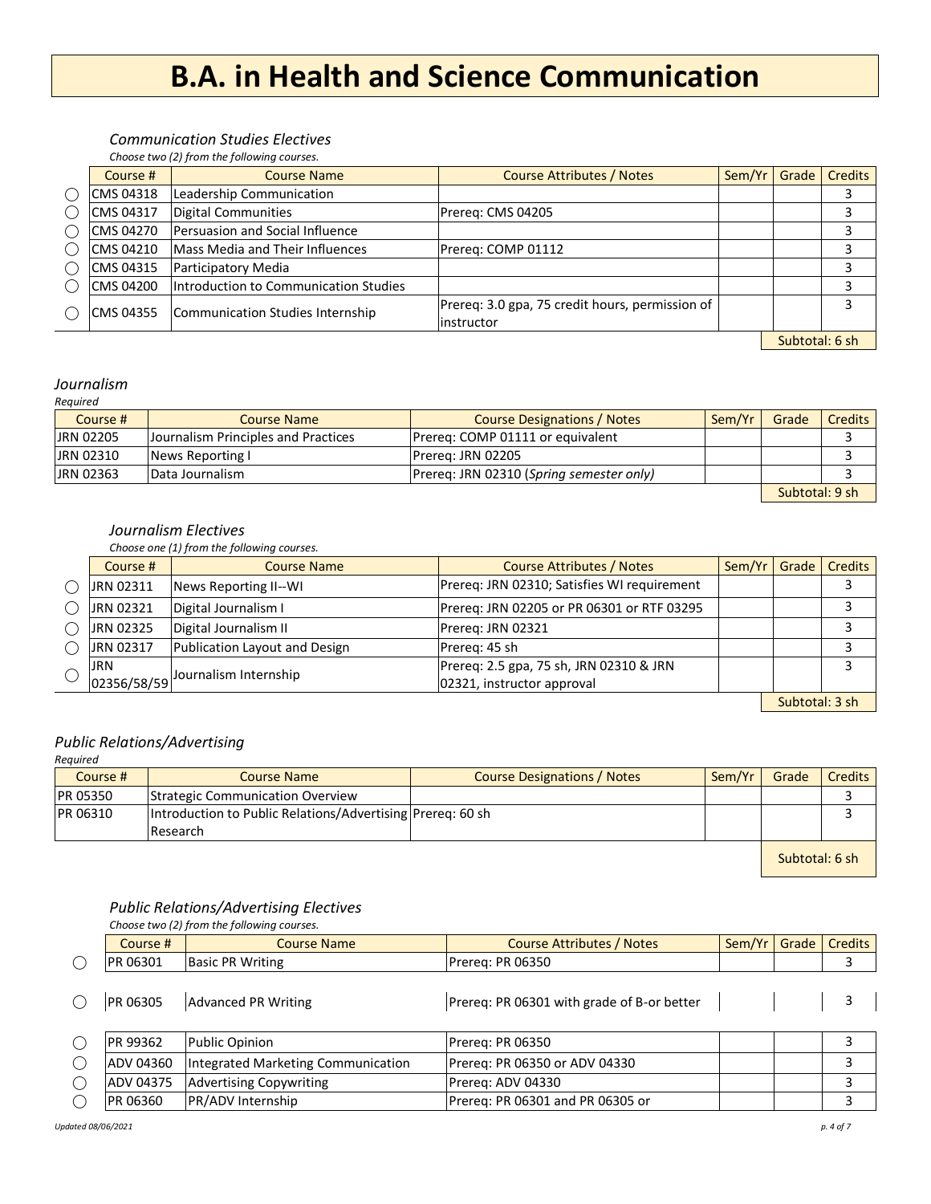# B.A. in Health and Science Communication

### *Communication Studies Electives*

*Choose two (2) from the following courses.*

| | Course # | Course Name | Course Attributes / Notes | Sem/Yr | Grade | Credits |
|---|---|---|---|---|---|---|
| ◯ | CMS 04318 | Leadership Communication | | | | 3 |
| ◯ | CMS 04317 | Digital Communities | Prereq: CMS 04205 | | | 3 |
| ◯ | CMS 04270 | Persuasion and Social Influence | | | | 3 |
| ◯ | CMS 04210 | Mass Media and Their Influences | Prereq: COMP 01112 | | | 3 |
| ◯ | CMS 04315 | Participatory Media | | | | 3 |
| ◯ | CMS 04200 | Introduction to Communication Studies | | | | 3 |
| ◯ | CMS 04355 | Communication Studies Internship | Prereq: 3.0 gpa, 75 credit hours, permission of instructor | | | 3 |
| | | | | | Subtotal: 6 sh | |

### *Journalism*

*Required*

| Course # | Course Name | Course Designations / Notes | Sem/Yr | Grade | Credits |
|---|---|---|---|---|---|
| JRN 02205 | Journalism Principles and Practices | Prereq: COMP 01111 or equivalent | | | 3 |
| JRN 02310 | News Reporting I | Prereq: JRN 02205 | | | 3 |
| JRN 02363 | Data Journalism | Prereq: JRN 02310 (*Spring semester only)* | | | 3 |
| | | | | Subtotal: 9 sh | |

### *Journalism Electives*

*Choose one (1) from the following courses.*

| | Course # | Course Name | Course Attributes / Notes | Sem/Yr | Grade | Credits |
|---|---|---|---|---|---|---|
| ◯ | JRN 02311 | News Reporting II--WI | Prereq: JRN 02310; Satisfies WI requirement | | | 3 |
| ◯ | JRN 02321 | Digital Journalism I | Prereq: JRN 02205 or PR 06301 or RTF 03295 | | | 3 |
| ◯ | JRN 02325 | Digital Journalism II | Prereq: JRN 02321 | | | 3 |
| ◯ | JRN 02317 | Publication Layout and Design | Prereq: 45 sh | | | 3 |
| ◯ | JRN 02356/58/59 | Journalism Internship | Prereq: 2.5 gpa, 75 sh, JRN 02310 & JRN 02321, instructor approval | | | 3 |
| | | | | | Subtotal: 3 sh | |

### *Public Relations/Advertising*

*Required*

| Course # | Course Name | Course Designations / Notes | Sem/Yr | Grade | Credits |
|---|---|---|---|---|---|
| PR 05350 | Strategic Communication Overview | | | | 3 |
| PR 06310 | Introduction to Public Relations/Advertising Research | Prereq: 60 sh | | | 3 |
| | | | | Subtotal: 6 sh | |

### *Public Relations/Advertising Electives*

*Choose two (2) from the following courses.*

| | Course # | Course Name | Course Attributes / Notes | Sem/Yr | Grade | Credits |
|---|---|---|---|---|---|---|
| ◯ | PR 06301 | Basic PR Writing | Prereq: PR 06350 | | | 3 |
| ◯ | PR 06305 | Advanced PR Writing | Prereq: PR 06301 with grade of B-or better | | | 3 |
| ◯ | PR 99362 | Public Opinion | Prereq: PR 06350 | | | 3 |
| ◯ | ADV 04360 | Integrated Marketing Communication | Prereq: PR 06350 or ADV 04330 | | | 3 |
| ◯ | ADV 04375 | Advertising Copywriting | Prereq: ADV 04330 | | | 3 |
| ◯ | PR 06360 | PR/ADV Internship | Prereq: PR 06301 and PR 06305 or | | | 3 |

*Updated 08/06/2021*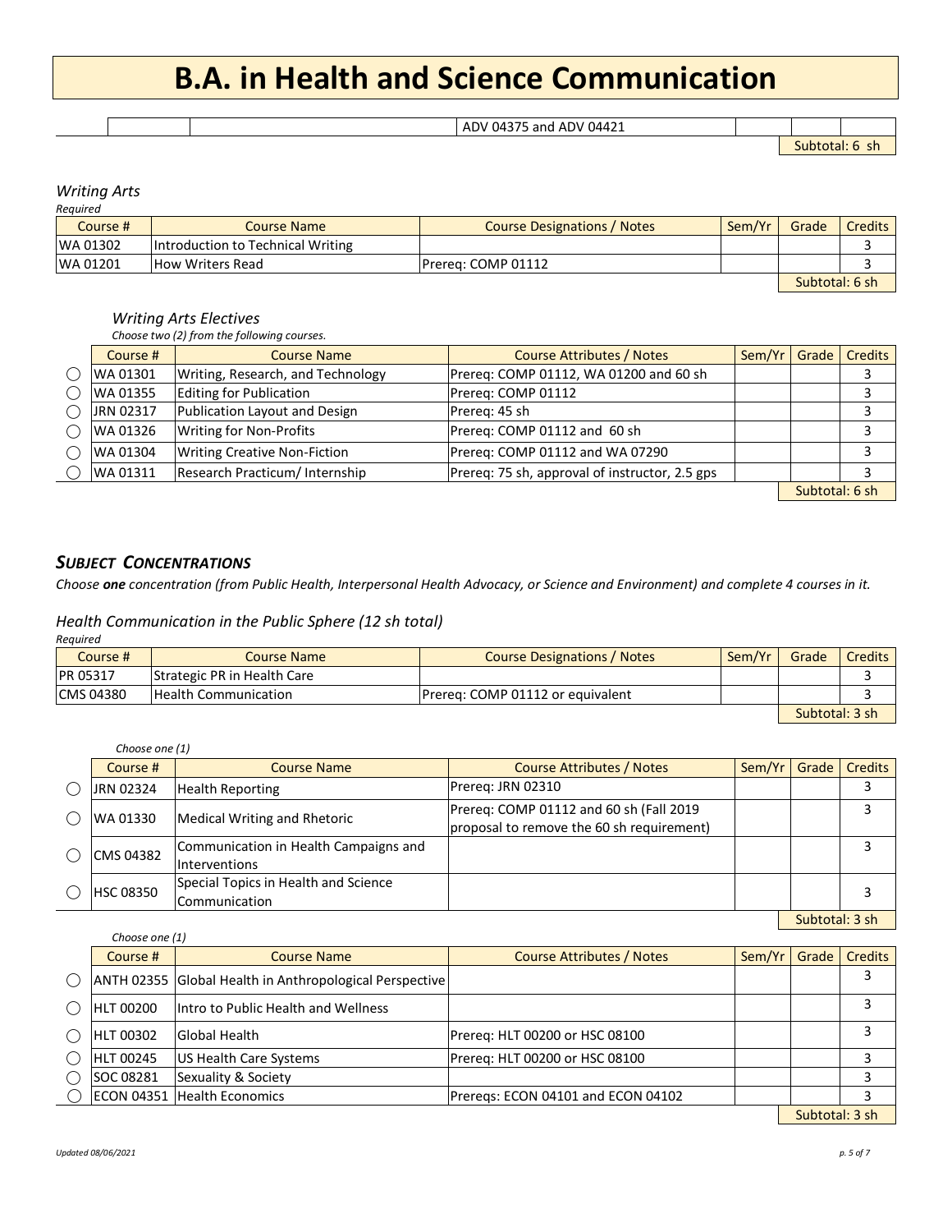# B.A. in Health and Science Communication

| | | | | | | |
|---|---|---|---|---|---|---|
| | | | ADV 04375 and ADV 04421 | | | |

Subtotal: 6 sh

### *Writing Arts*

*Required*

| Course # | Course Name | Course Designations / Notes | Sem/Yr | Grade | Credits |
|---|---|---|---|---|---|
| WA 01302 | Introduction to Technical Writing | | | | 3 |
| WA 01201 | How Writers Read | Prereq: COMP 01112 | | | 3 |

Subtotal: 6 sh

#### *Writing Arts Electives*

*Choose two (2) from the following courses.*

| | Course # | Course Name | Course Attributes / Notes | Sem/Yr | Grade | Credits |
|---|---|---|---|---|---|---|
| ◯ | WA 01301 | Writing, Research, and Technology | Prereq: COMP 01112, WA 01200 and 60 sh | | | 3 |
| ◯ | WA 01355 | Editing for Publication | Prereq: COMP 01112 | | | 3 |
| ◯ | JRN 02317 | Publication Layout and Design | Prereq: 45 sh | | | 3 |
| ◯ | WA 01326 | Writing for Non-Profits | Prereq: COMP 01112 and 60 sh | | | 3 |
| ◯ | WA 01304 | Writing Creative Non-Fiction | Prereq: COMP 01112 and WA 07290 | | | 3 |
| ◯ | WA 01311 | Research Practicum/ Internship | Prereq: 75 sh, approval of instructor, 2.5 gps | | | 3 |

Subtotal: 6 sh

## ***SUBJECT CONCENTRATIONS***

*Choose **one** concentration (from Public Health, Interpersonal Health Advocacy, or Science and Environment) and complete 4 courses in it.*

### *Health Communication in the Public Sphere (12 sh total)*

*Required*

| Course # | Course Name | Course Designations / Notes | Sem/Yr | Grade | Credits |
|---|---|---|---|---|---|
| PR 05317 | Strategic PR in Health Care | | | | 3 |
| CMS 04380 | Health Communication | Prereq: COMP 01112 or equivalent | | | 3 |

Subtotal: 3 sh

*Choose one (1)*

| | Course # | Course Name | Course Attributes / Notes | Sem/Yr | Grade | Credits |
|---|---|---|---|---|---|---|
| ◯ | JRN 02324 | Health Reporting | Prereq: JRN 02310 | | | 3 |
| ◯ | WA 01330 | Medical Writing and Rhetoric | Prereq: COMP 01112 and 60 sh (Fall 2019 proposal to remove the 60 sh requirement) | | | 3 |
| ◯ | CMS 04382 | Communication in Health Campaigns and Interventions | | | | 3 |
| ◯ | HSC 08350 | Special Topics in Health and Science Communication | | | | 3 |

Subtotal: 3 sh

*Choose one (1)*

| | Course # | Course Name | Course Attributes / Notes | Sem/Yr | Grade | Credits |
|---|---|---|---|---|---|---|
| ◯ | ANTH 02355 | Global Health in Anthropological Perspective | | | | 3 |
| ◯ | HLT 00200 | Intro to Public Health and Wellness | | | | 3 |
| ◯ | HLT 00302 | Global Health | Prereq: HLT 00200 or HSC 08100 | | | 3 |
| ◯ | HLT 00245 | US Health Care Systems | Prereq: HLT 00200 or HSC 08100 | | | 3 |
| ◯ | SOC 08281 | Sexuality & Society | | | | 3 |
| ◯ | ECON 04351 | Health Economics | Prereqs: ECON 04101 and ECON 04102 | | | 3 |

Subtotal: 3 sh

*Updated 08/06/2021*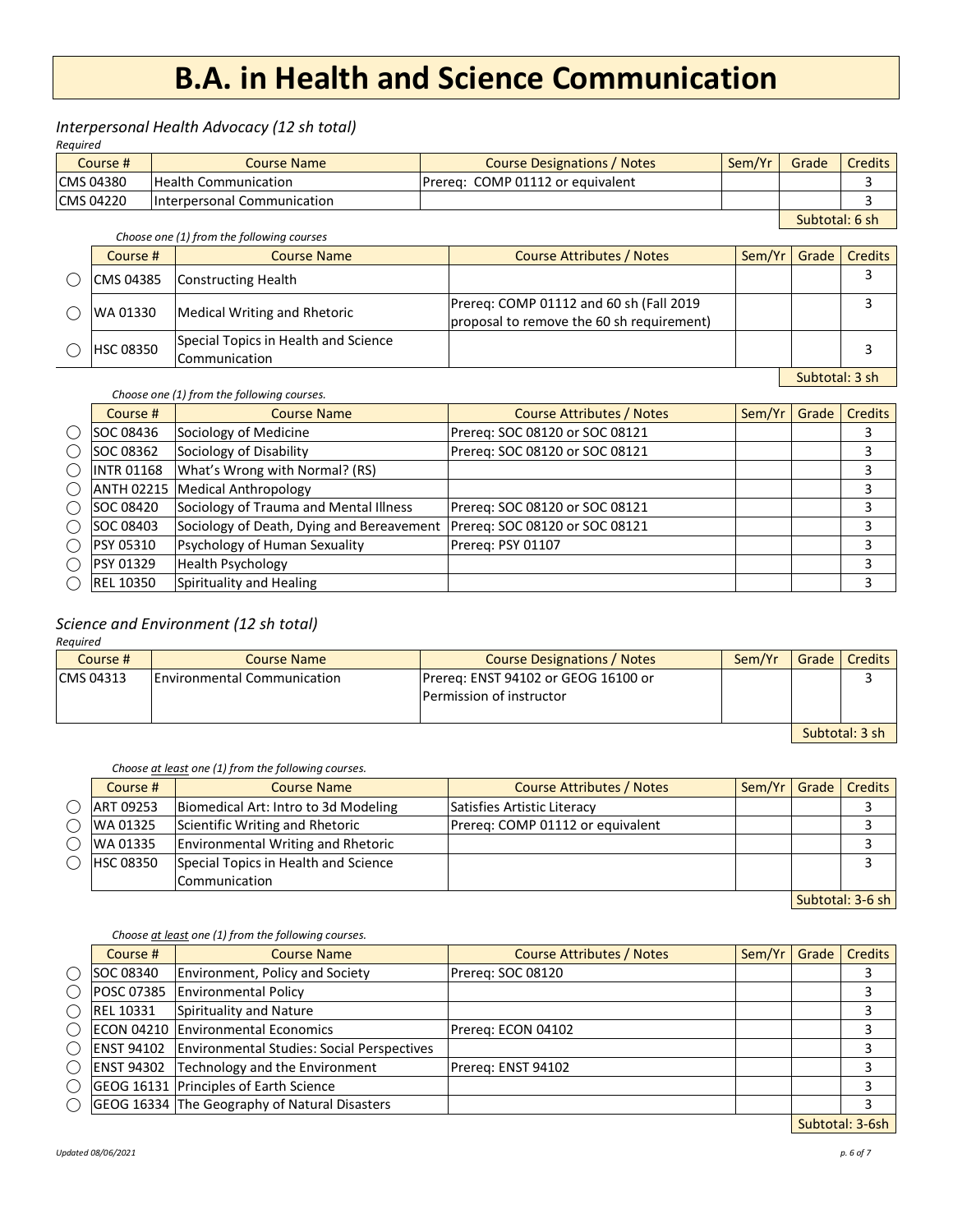# B.A. in Health and Science Communication

## *Interpersonal Health Advocacy (12 sh total)*

*Required*

| Course # | Course Name | Course Designations / Notes | Sem/Yr | Grade | Credits |
|---|---|---|---|---|---|
| CMS 04380 | Health Communication | Prereq: COMP 01112 or equivalent | | | 3 |
| CMS 04220 | Interpersonal Communication | | | | 3 |
| | | | | Subtotal: 6 sh | |

*Choose one (1) from the following courses*

| | Course # | Course Name | Course Attributes / Notes | Sem/Yr | Grade | Credits |
|---|---|---|---|---|---|---|
| ◯ | CMS 04385 | Constructing Health | | | | 3 |
| ◯ | WA 01330 | Medical Writing and Rhetoric | Prereq: COMP 01112 and 60 sh (Fall 2019 proposal to remove the 60 sh requirement) | | | 3 |
| ◯ | HSC 08350 | Special Topics in Health and Science Communication | | | | 3 |
| | | | | | Subtotal: 3 sh | |

*Choose one (1) from the following courses.*

| | Course # | Course Name | Course Attributes / Notes | Sem/Yr | Grade | Credits |
|---|---|---|---|---|---|---|
| ◯ | SOC 08436 | Sociology of Medicine | Prereq: SOC 08120 or SOC 08121 | | | 3 |
| ◯ | SOC 08362 | Sociology of Disability | Prereq: SOC 08120 or SOC 08121 | | | 3 |
| ◯ | INTR 01168 | What's Wrong with Normal? (RS) | | | | 3 |
| ◯ | ANTH 02215 | Medical Anthropology | | | | 3 |
| ◯ | SOC 08420 | Sociology of Trauma and Mental Illness | Prereq: SOC 08120 or SOC 08121 | | | 3 |
| ◯ | SOC 08403 | Sociology of Death, Dying and Bereavement | Prereq: SOC 08120 or SOC 08121 | | | 3 |
| ◯ | PSY 05310 | Psychology of Human Sexuality | Prereq: PSY 01107 | | | 3 |
| ◯ | PSY 01329 | Health Psychology | | | | 3 |
| ◯ | REL 10350 | Spirituality and Healing | | | | 3 |

## *Science and Environment (12 sh total)*

*Required*

| Course # | Course Name | Course Designations / Notes | Sem/Yr | Grade | Credits |
|---|---|---|---|---|---|
| CMS 04313 | Environmental Communication | Prereq: ENST 94102 or GEOG 16100 or Permission of instructor | | | 3 |
| | | | | Subtotal: 3 sh | |

*Choose at least one (1) from the following courses.*

| | Course # | Course Name | Course Attributes / Notes | Sem/Yr | Grade | Credits |
|---|---|---|---|---|---|---|
| ◯ | ART 09253 | Biomedical Art: Intro to 3d Modeling | Satisfies Artistic Literacy | | | 3 |
| ◯ | WA 01325 | Scientific Writing and Rhetoric | Prereq: COMP 01112 or equivalent | | | 3 |
| ◯ | WA 01335 | Environmental Writing and Rhetoric | | | | 3 |
| ◯ | HSC 08350 | Special Topics in Health and Science Communication | | | | 3 |
| | | | | | Subtotal: 3-6 sh | |

*Choose at least one (1) from the following courses.*

| | Course # | Course Name | Course Attributes / Notes | Sem/Yr | Grade | Credits |
|---|---|---|---|---|---|---|
| ◯ | SOC 08340 | Environment, Policy and Society | Prereq: SOC 08120 | | | 3 |
| ◯ | POSC 07385 | Environmental Policy | | | | 3 |
| ◯ | REL 10331 | Spirituality and Nature | | | | 3 |
| ◯ | ECON 04210 | Environmental Economics | Prereq: ECON 04102 | | | 3 |
| ◯ | ENST 94102 | Environmental Studies: Social Perspectives | | | | 3 |
| ◯ | ENST 94302 | Technology and the Environment | Prereq: ENST 94102 | | | 3 |
| ◯ | GEOG 16131 | Principles of Earth Science | | | | 3 |
| ◯ | GEOG 16334 | The Geography of Natural Disasters | | | | 3 |
| | | | | | Subtotal: 3-6sh | |

*Updated 08/06/2021*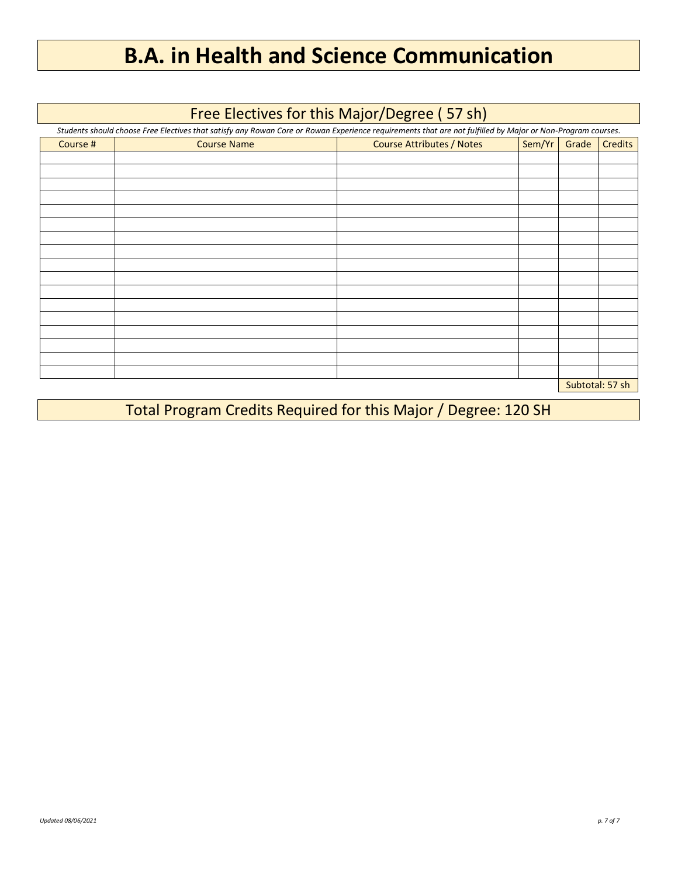# B.A. in Health and Science Communication

## Free Electives for this Major/Degree ( 57 sh)

*Students should choose Free Electives that satisfy any Rowan Core or Rowan Experience requirements that are not fulfilled by Major or Non-Program courses.*

| Course # | Course Name | Course Attributes / Notes | Sem/Yr | Grade | Credits |
|---|---|---|---|---|---|
| | | | | | |
| | | | | | |
| | | | | | |
| | | | | | |
| | | | | | |
| | | | | | |
| | | | | | |
| | | | | | |
| | | | | | |
| | | | | | |
| | | | | | |
| | | | | | |
| | | | | | |
| | | | | | |
| | | | | | |
| | | | | | |
| | | | | | |

Subtotal: 57 sh

## Total Program Credits Required for this Major / Degree: 120 SH

*Updated 08/06/2021*